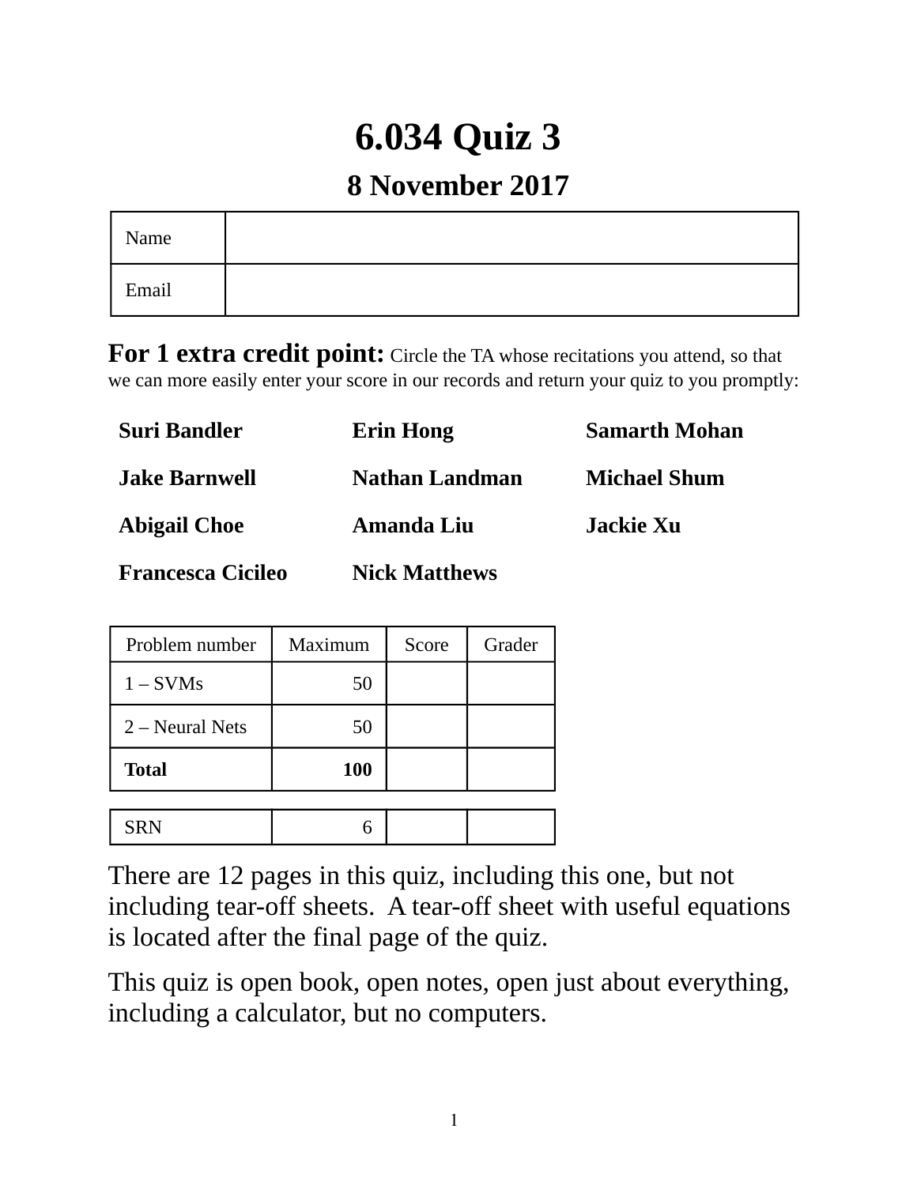# 6.034 Quiz 3

## 8 November 2017

| Name | |
|---|---|
| Email | |

**For 1 extra credit point:** Circle the TA whose recitations you attend, so that we can more easily enter your score in our records and return your quiz to you promptly:

| | | |
|---|---|---|
| **Suri Bandler** | **Erin Hong** | **Samarth Mohan** |
| **Jake Barnwell** | **Nathan Landman** | **Michael Shum** |
| **Abigail Choe** | **Amanda Liu** | **Jackie Xu** |
| **Francesca Cicileo** | **Nick Matthews** | |

| Problem number | Maximum | Score | Grader |
|---|---|---|---|
| 1 – SVMs | 50 | | |
| 2 – Neural Nets | 50 | | |
| **Total** | **100** | | |

| | | | |
|---|---|---|---|
| SRN | 6 | | |

There are 12 pages in this quiz, including this one, but not including tear-off sheets. A tear-off sheet with useful equations is located after the final page of the quiz.

This quiz is open book, open notes, open just about everything, including a calculator, but no computers.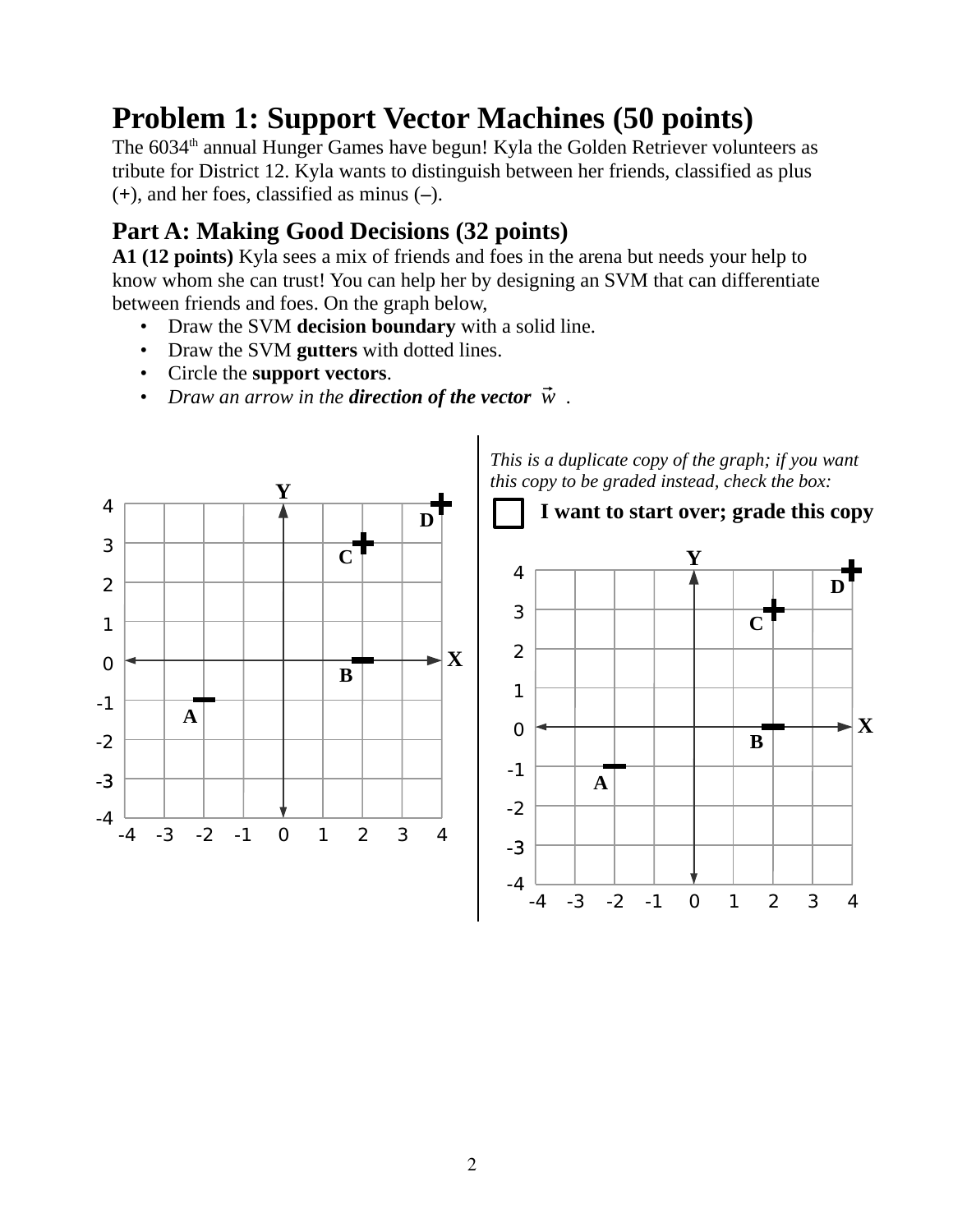# Problem 1: Support Vector Machines (50 points)

The 6034th annual Hunger Games have begun! Kyla the Golden Retriever volunteers as tribute for District 12. Kyla wants to distinguish between her friends, classified as plus (+), and her foes, classified as minus (–).

## Part A: Making Good Decisions (32 points)

**A1 (12 points)** Kyla sees a mix of friends and foes in the arena but needs your help to know whom she can trust! You can help her by designing an SVM that can differentiate between friends and foes. On the graph below,

- Draw the SVM **decision boundary** with a solid line.
- Draw the SVM **gutters** with dotted lines.
- Circle the **support vectors**.
- *Draw an arrow in the* ***direction of the vector*** $\vec{w}$ .

*This is a duplicate copy of the graph; if you want this copy to be graded instead, check the box:*

☐ **I want to start over; grade this copy**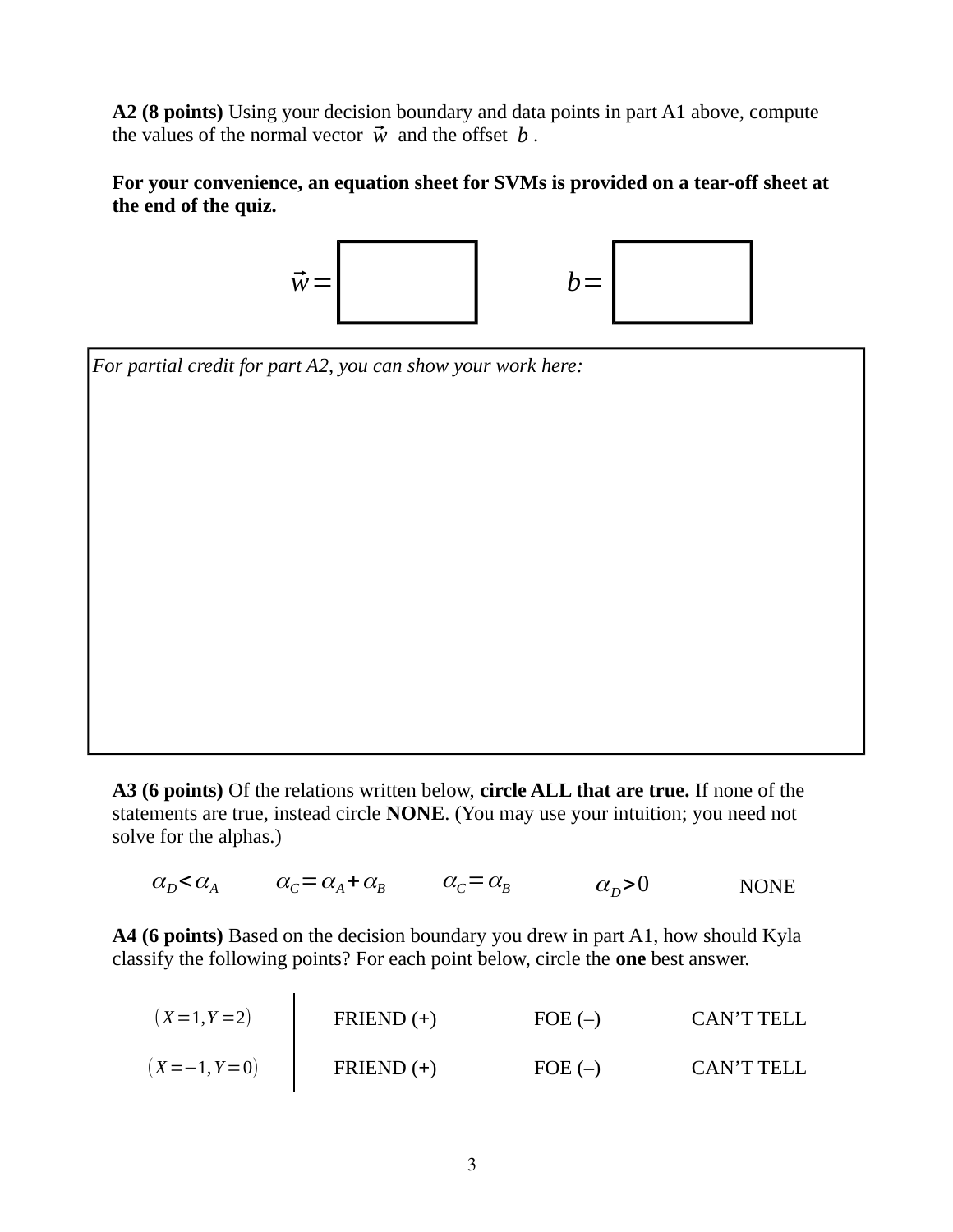**A2 (8 points)** Using your decision boundary and data points in part A1 above, compute the values of the normal vector $\vec{w}$ and the offset $b$.

**For your convenience, an equation sheet for SVMs is provided on a tear-off sheet at the end of the quiz.**

$\vec{w} =$ [ ]  $b =$ [ ]

*For partial credit for part A2, you can show your work here:*

**A3 (6 points)** Of the relations written below, **circle ALL that are true.** If none of the statements are true, instead circle **NONE**. (You may use your intuition; you need not solve for the alphas.)

$\alpha_D < \alpha_A$  $\alpha_C = \alpha_A + \alpha_B$  $\alpha_C = \alpha_B$  $\alpha_D > 0$  NONE

**A4 (6 points)** Based on the decision boundary you drew in part A1, how should Kyla classify the following points? For each point below, circle the **one** best answer.

| | | | |
|---|---|---|---|
| $(X=1, Y=2)$ | FRIEND (+) | FOE (–) | CAN'T TELL |
| $(X=-1, Y=0)$ | FRIEND (+) | FOE (–) | CAN'T TELL |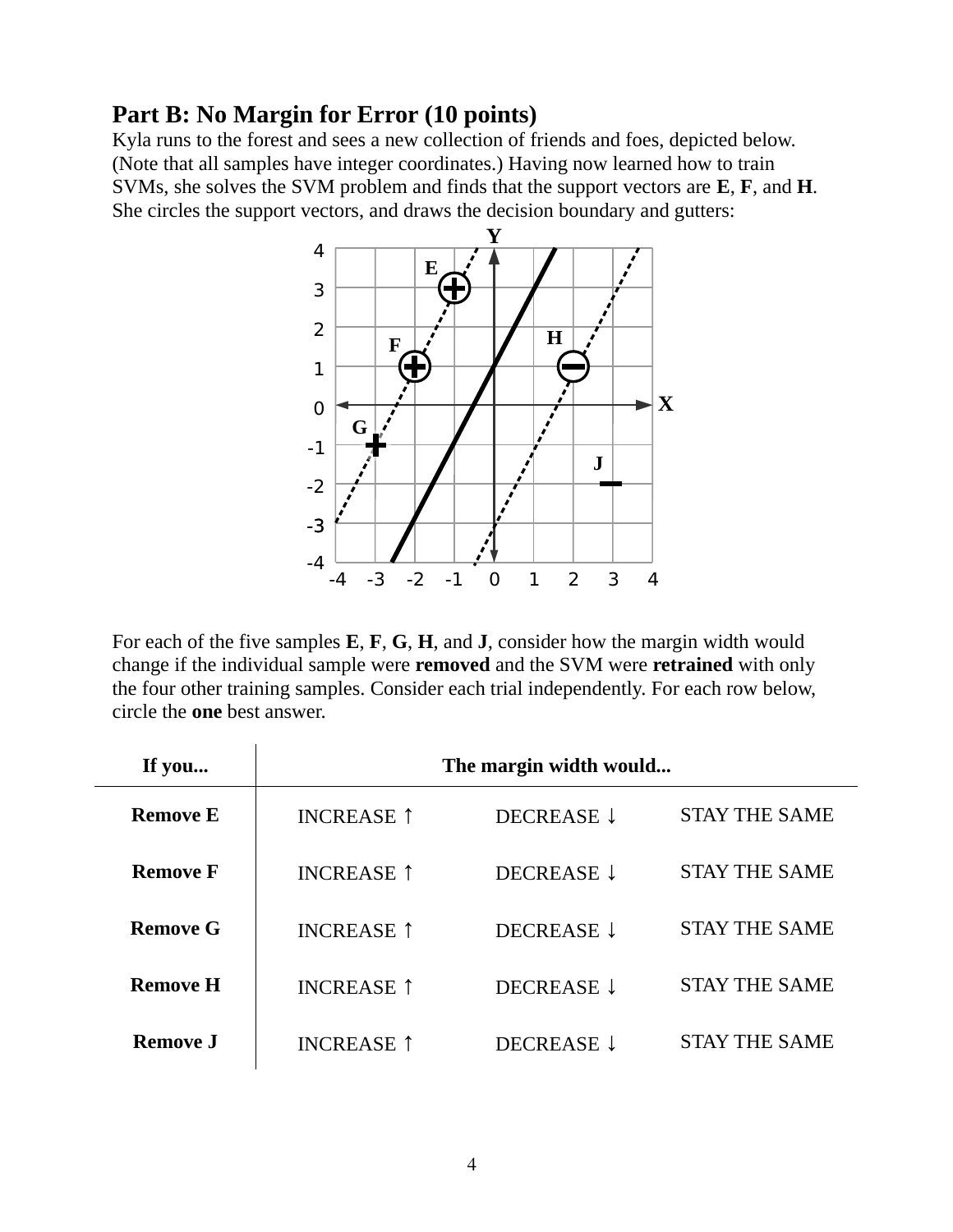## Part B: No Margin for Error (10 points)

Kyla runs to the forest and sees a new collection of friends and foes, depicted below. (Note that all samples have integer coordinates.) Having now learned how to train SVMs, she solves the SVM problem and finds that the support vectors are **E**, **F**, and **H**. She circles the support vectors, and draws the decision boundary and gutters:

For each of the five samples **E**, **F**, **G**, **H**, and **J**, consider how the margin width would change if the individual sample were **removed** and the SVM were **retrained** with only the four other training samples. Consider each trial independently. For each row below, circle the **one** best answer.

| If you... | The margin width would... | | |
|---|---|---|---|
| **Remove E** | INCREASE ↑ | DECREASE ↓ | STAY THE SAME |
| **Remove F** | INCREASE ↑ | DECREASE ↓ | STAY THE SAME |
| **Remove G** | INCREASE ↑ | DECREASE ↓ | STAY THE SAME |
| **Remove H** | INCREASE ↑ | DECREASE ↓ | STAY THE SAME |
| **Remove J** | INCREASE ↑ | DECREASE ↓ | STAY THE SAME |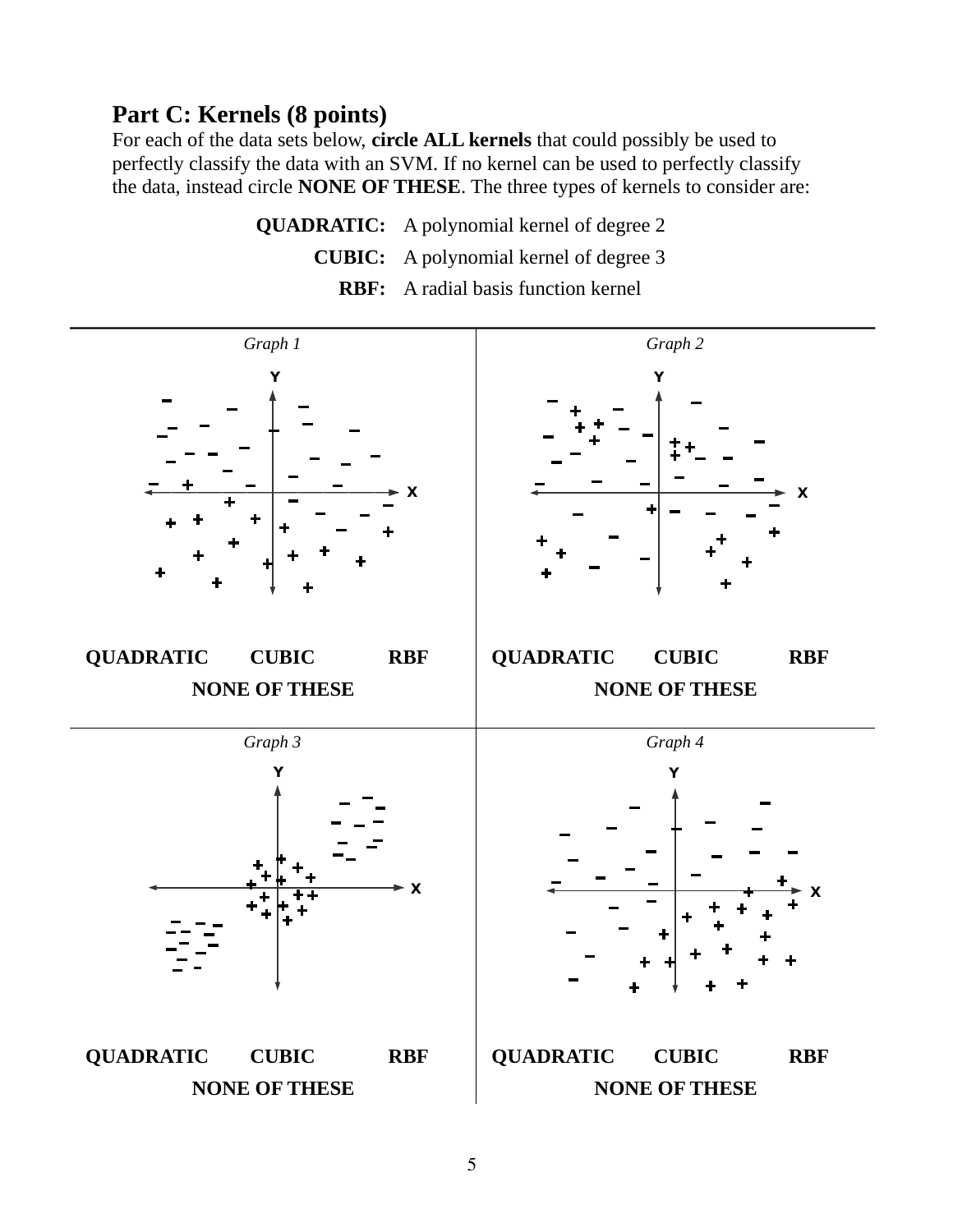## Part C: Kernels (8 points)

For each of the data sets below, **circle ALL kernels** that could possibly be used to perfectly classify the data with an SVM. If no kernel can be used to perfectly classify the data, instead circle **NONE OF THESE**. The three types of kernels to consider are:

**QUADRATIC:** A polynomial kernel of degree 2

**CUBIC:** A polynomial kernel of degree 3

**RBF:** A radial basis function kernel

*Graph 1*

**QUADRATIC** **CUBIC** **RBF**

**NONE OF THESE**

*Graph 2*

**QUADRATIC** **CUBIC** **RBF**

**NONE OF THESE**

*Graph 3*

**QUADRATIC** **CUBIC** **RBF**

**NONE OF THESE**

*Graph 4*

**QUADRATIC** **CUBIC** **RBF**

**NONE OF THESE**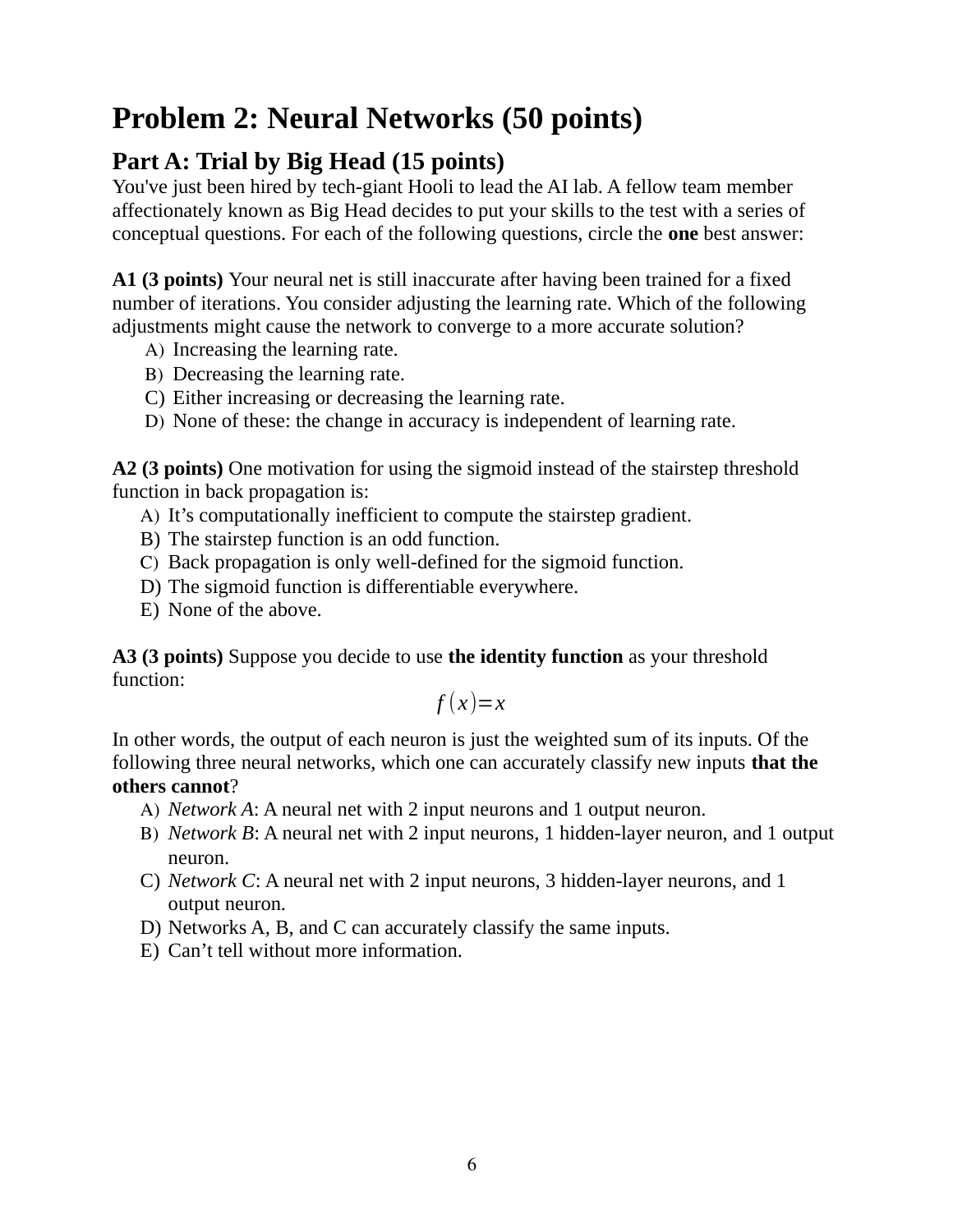# Problem 2: Neural Networks (50 points)

## Part A: Trial by Big Head (15 points)

You've just been hired by tech-giant Hooli to lead the AI lab. A fellow team member affectionately known as Big Head decides to put your skills to the test with a series of conceptual questions. For each of the following questions, circle the **one** best answer:

**A1 (3 points)** Your neural net is still inaccurate after having been trained for a fixed number of iterations. You consider adjusting the learning rate. Which of the following adjustments might cause the network to converge to a more accurate solution?

A) Increasing the learning rate.
B) Decreasing the learning rate.
C) Either increasing or decreasing the learning rate.
D) None of these: the change in accuracy is independent of learning rate.

**A2 (3 points)** One motivation for using the sigmoid instead of the stairstep threshold function in back propagation is:

A) It's computationally inefficient to compute the stairstep gradient.
B) The stairstep function is an odd function.
C) Back propagation is only well-defined for the sigmoid function.
D) The sigmoid function is differentiable everywhere.
E) None of the above.

**A3 (3 points)** Suppose you decide to use **the identity function** as your threshold function:

$$f(x) = x$$

In other words, the output of each neuron is just the weighted sum of its inputs. Of the following three neural networks, which one can accurately classify new inputs **that the others cannot**?

A) *Network A*: A neural net with 2 input neurons and 1 output neuron.
B) *Network B*: A neural net with 2 input neurons, 1 hidden-layer neuron, and 1 output neuron.
C) *Network C*: A neural net with 2 input neurons, 3 hidden-layer neurons, and 1 output neuron.
D) Networks A, B, and C can accurately classify the same inputs.
E) Can't tell without more information.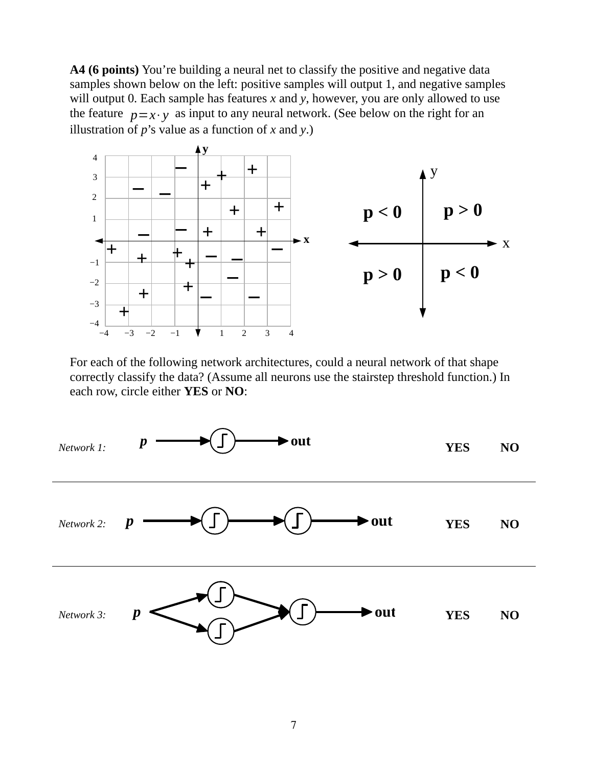**A4 (6 points)** You're building a neural net to classify the positive and negative data samples shown below on the left: positive samples will output 1, and negative samples will output 0. Each sample has features *x* and *y*, however, you are only allowed to use the feature $p = x \cdot y$ as input to any neural network. (See below on the right for an illustration of *p*'s value as a function of *x* and *y*.)

For each of the following network architectures, could a neural network of that shape correctly classify the data? (Assume all neurons use the stairstep threshold function.) In each row, circle either **YES** or **NO**:

*Network 1:* **p** → ʃ → **out** **YES** **NO**

---

*Network 2:* **p** → ʃ → ʃ → **out** **YES** **NO**

---

*Network 3:* **p** → (ʃ, ʃ) → ʃ → **out** **YES** **NO**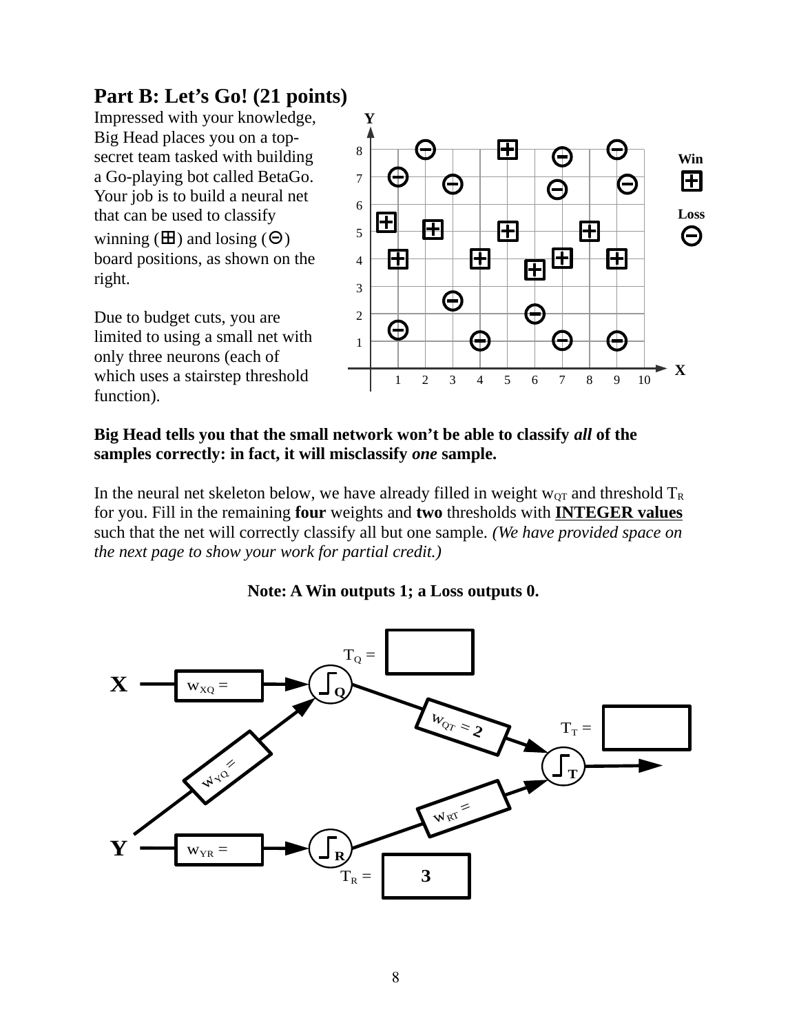## Part B: Let's Go! (21 points)

Impressed with your knowledge, Big Head places you on a top-secret team tasked with building a Go-playing bot called BetaGo. Your job is to build a neural net that can be used to classify winning (⊞) and losing (⊖) board positions, as shown on the right.

Due to budget cuts, you are limited to using a small net with only three neurons (each of which uses a stairstep threshold function).

**Big Head tells you that the small network won't be able to classify *all* of the samples correctly: in fact, it will misclassify *one* sample.**

In the neural net skeleton below, we have already filled in weight $w_{QT}$ and threshold $T_R$ for you. Fill in the remaining **four** weights and **two** thresholds with **INTEGER values** such that the net will correctly classify all but one sample. *(We have provided space on the next page to show your work for partial credit.)*

**Note: A Win outputs 1; a Loss outputs 0.**

$T_Q$ = ______

$w_{XQ}$ = ______

$w_{YQ}$ = ______

$w_{QT} = 2$

$T_T$ = ______

$w_{RT}$ = ______

$w_{YR}$ = ______

$T_R$ = 3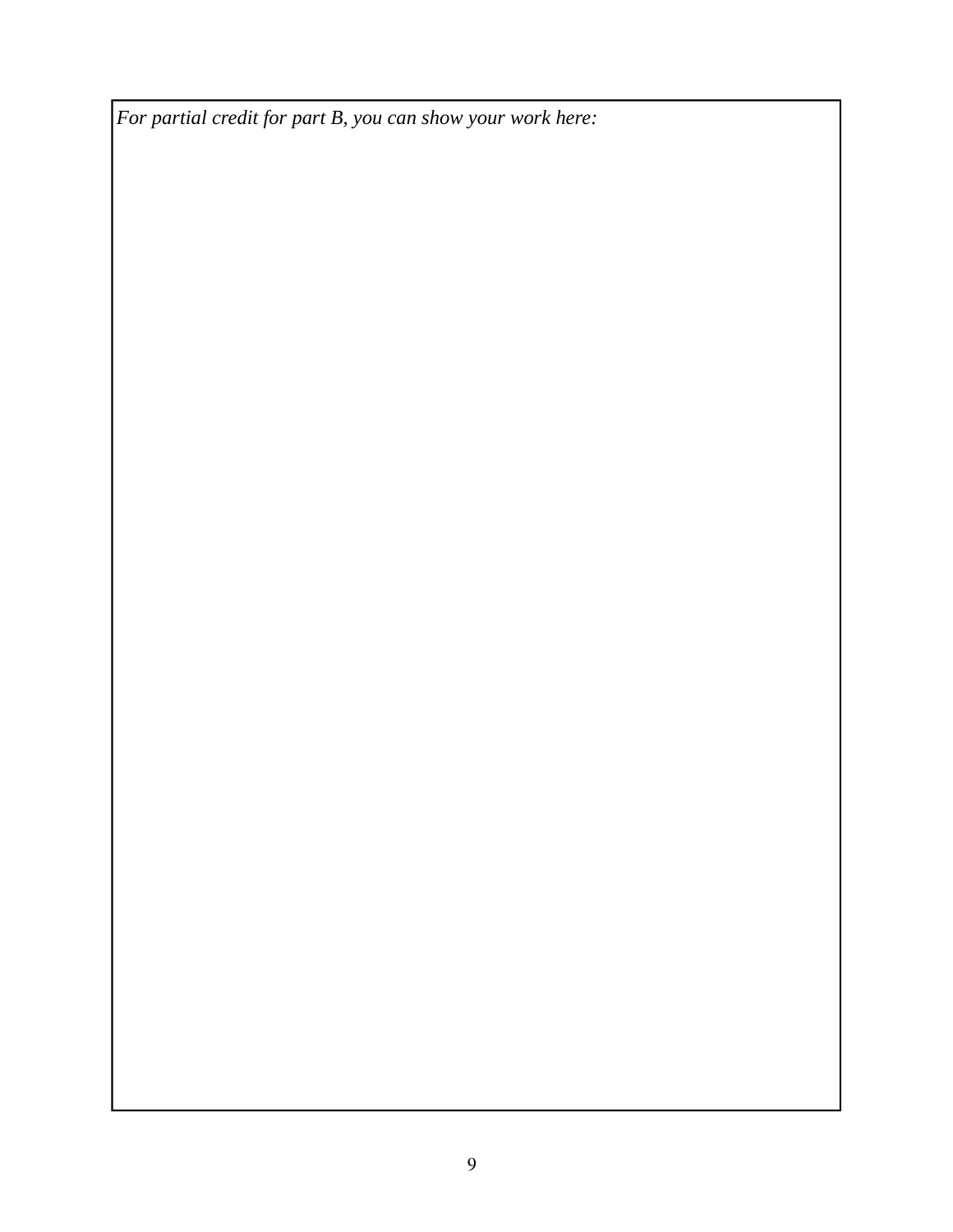*For partial credit for part B, you can show your work here:*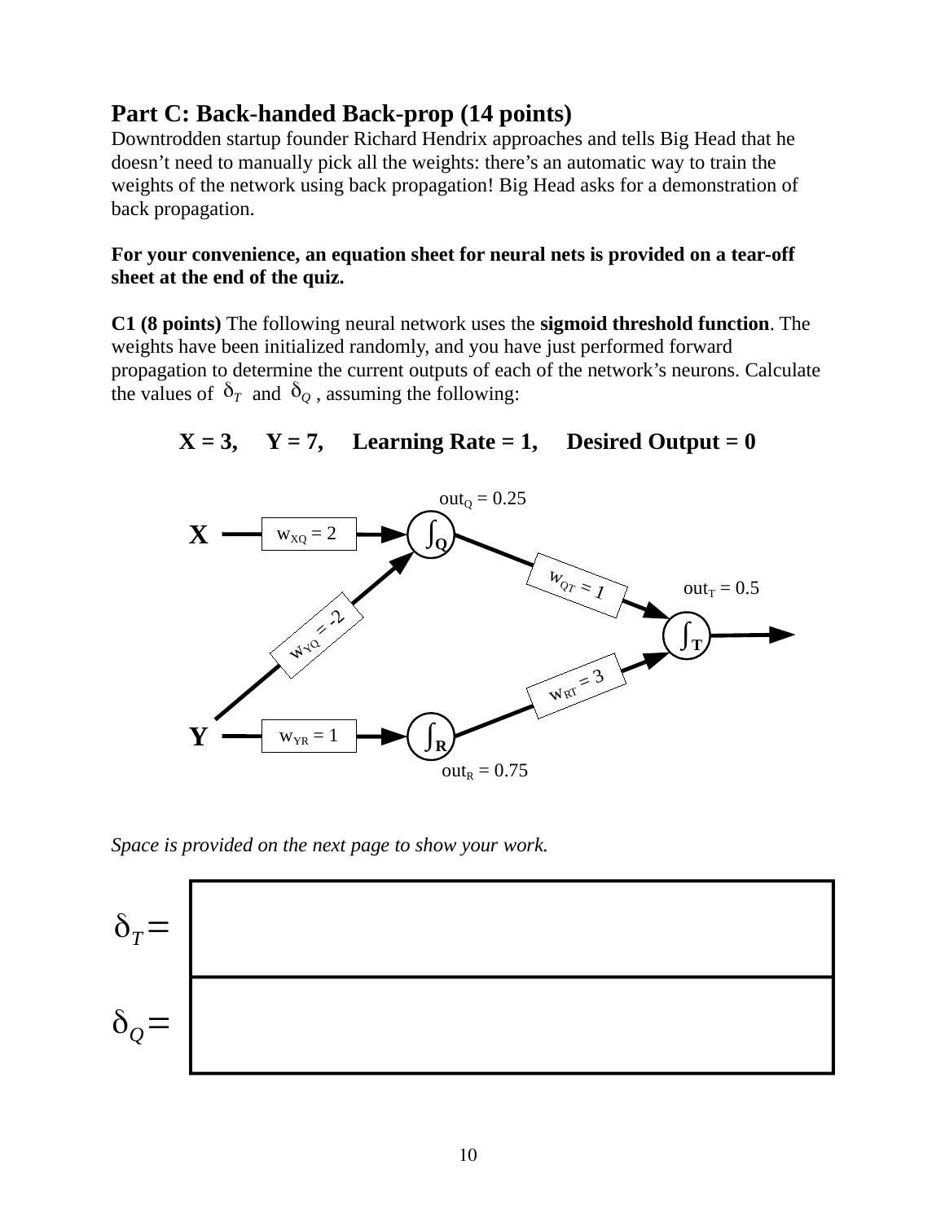## Part C: Back-handed Back-prop (14 points)

Downtrodden startup founder Richard Hendrix approaches and tells Big Head that he doesn't need to manually pick all the weights: there's an automatic way to train the weights of the network using back propagation! Big Head asks for a demonstration of back propagation.

**For your convenience, an equation sheet for neural nets is provided on a tear-off sheet at the end of the quiz.**

**C1 (8 points)** The following neural network uses the **sigmoid threshold function**. The weights have been initialized randomly, and you have just performed forward propagation to determine the current outputs of each of the network's neurons. Calculate the values of $\delta_T$ and $\delta_Q$, assuming the following:

**X = 3, Y = 7, Learning Rate = 1, Desired Output = 0**

$out_Q = 0.25$

X → $w_{XQ} = 2$ → Q

Y → $w_{YQ} = -2$ → Q

Q → $w_{QT} = 1$ → T

$out_T = 0.5$

Y → $w_{YR} = 1$ → R

R → $w_{RT} = 3$ → T

$out_R = 0.75$

*Space is provided on the next page to show your work.*

| | |
|---|---|
| $\delta_T =$ | |
| $\delta_Q =$ | |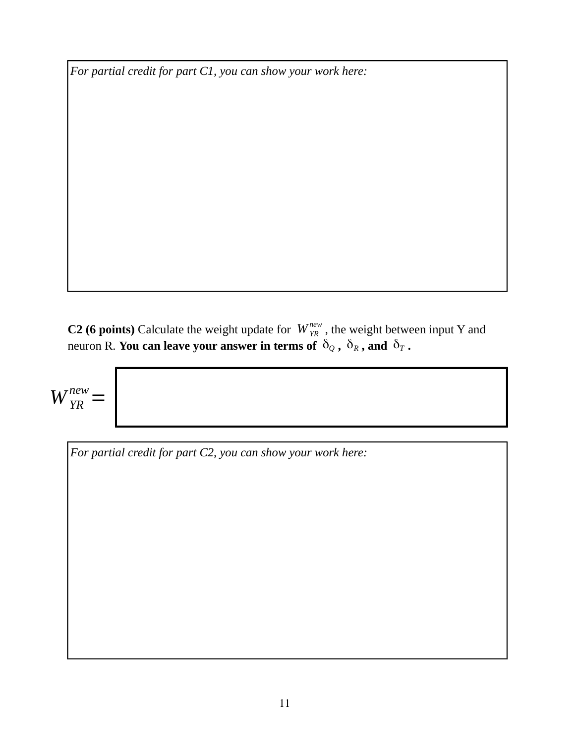*For partial credit for part C1, you can show your work here:*

**C2 (6 points)** Calculate the weight update for $W_{YR}^{new}$, the weight between input Y and neuron R. **You can leave your answer in terms of $\delta_Q$, $\delta_R$, and $\delta_T$.**

$W_{YR}^{new} =$

*For partial credit for part C2, you can show your work here:*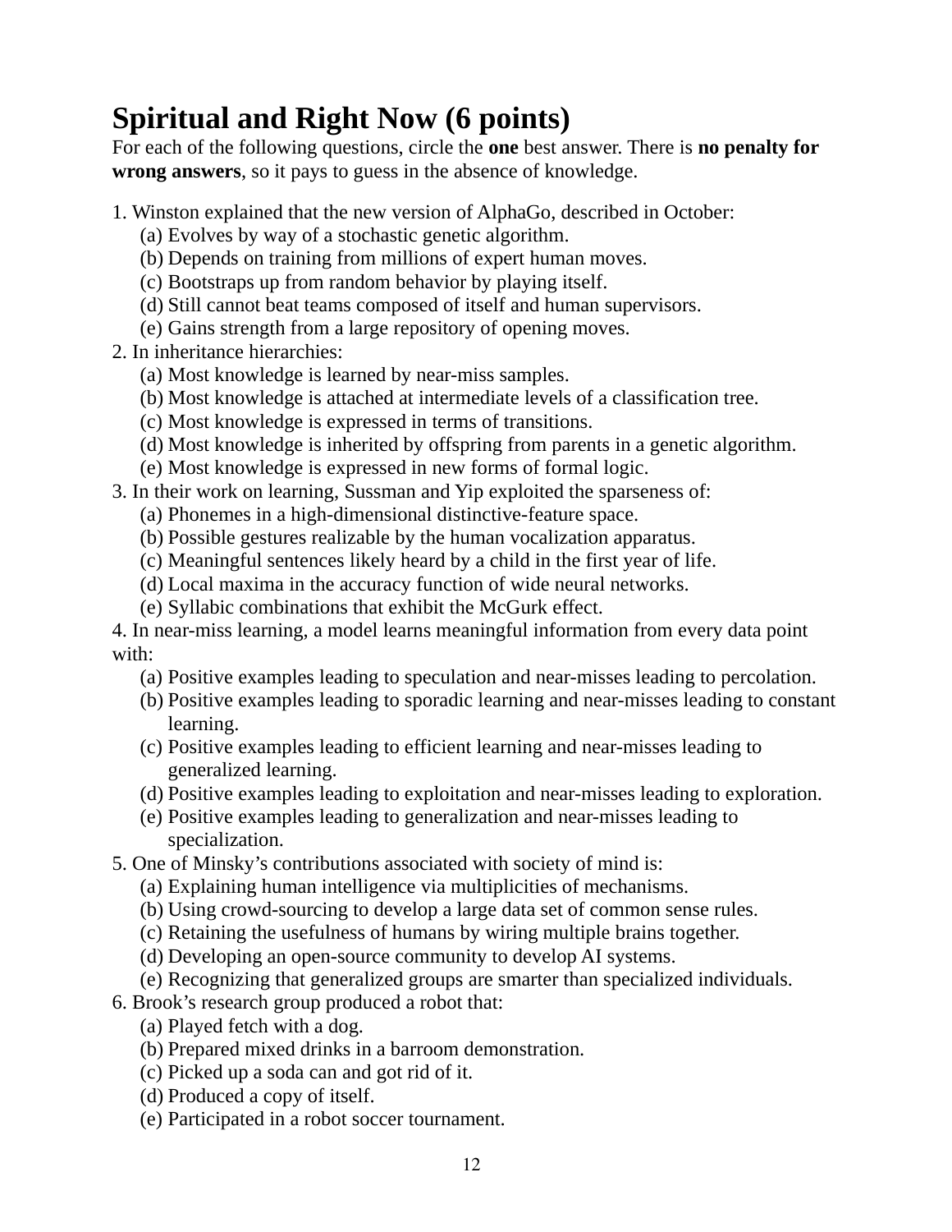# Spiritual and Right Now (6 points)

For each of the following questions, circle the **one** best answer. There is **no penalty for wrong answers**, so it pays to guess in the absence of knowledge.

1. Winston explained that the new version of AlphaGo, described in October:
   (a) Evolves by way of a stochastic genetic algorithm.
   (b) Depends on training from millions of expert human moves.
   (c) Bootstraps up from random behavior by playing itself.
   (d) Still cannot beat teams composed of itself and human supervisors.
   (e) Gains strength from a large repository of opening moves.

2. In inheritance hierarchies:
   (a) Most knowledge is learned by near-miss samples.
   (b) Most knowledge is attached at intermediate levels of a classification tree.
   (c) Most knowledge is expressed in terms of transitions.
   (d) Most knowledge is inherited by offspring from parents in a genetic algorithm.
   (e) Most knowledge is expressed in new forms of formal logic.

3. In their work on learning, Sussman and Yip exploited the sparseness of:
   (a) Phonemes in a high-dimensional distinctive-feature space.
   (b) Possible gestures realizable by the human vocalization apparatus.
   (c) Meaningful sentences likely heard by a child in the first year of life.
   (d) Local maxima in the accuracy function of wide neural networks.
   (e) Syllabic combinations that exhibit the McGurk effect.

4. In near-miss learning, a model learns meaningful information from every data point with:
   (a) Positive examples leading to speculation and near-misses leading to percolation.
   (b) Positive examples leading to sporadic learning and near-misses leading to constant learning.
   (c) Positive examples leading to efficient learning and near-misses leading to generalized learning.
   (d) Positive examples leading to exploitation and near-misses leading to exploration.
   (e) Positive examples leading to generalization and near-misses leading to specialization.

5. One of Minsky's contributions associated with society of mind is:
   (a) Explaining human intelligence via multiplicities of mechanisms.
   (b) Using crowd-sourcing to develop a large data set of common sense rules.
   (c) Retaining the usefulness of humans by wiring multiple brains together.
   (d) Developing an open-source community to develop AI systems.
   (e) Recognizing that generalized groups are smarter than specialized individuals.

6. Brook's research group produced a robot that:
   (a) Played fetch with a dog.
   (b) Prepared mixed drinks in a barroom demonstration.
   (c) Picked up a soda can and got rid of it.
   (d) Produced a copy of itself.
   (e) Participated in a robot soccer tournament.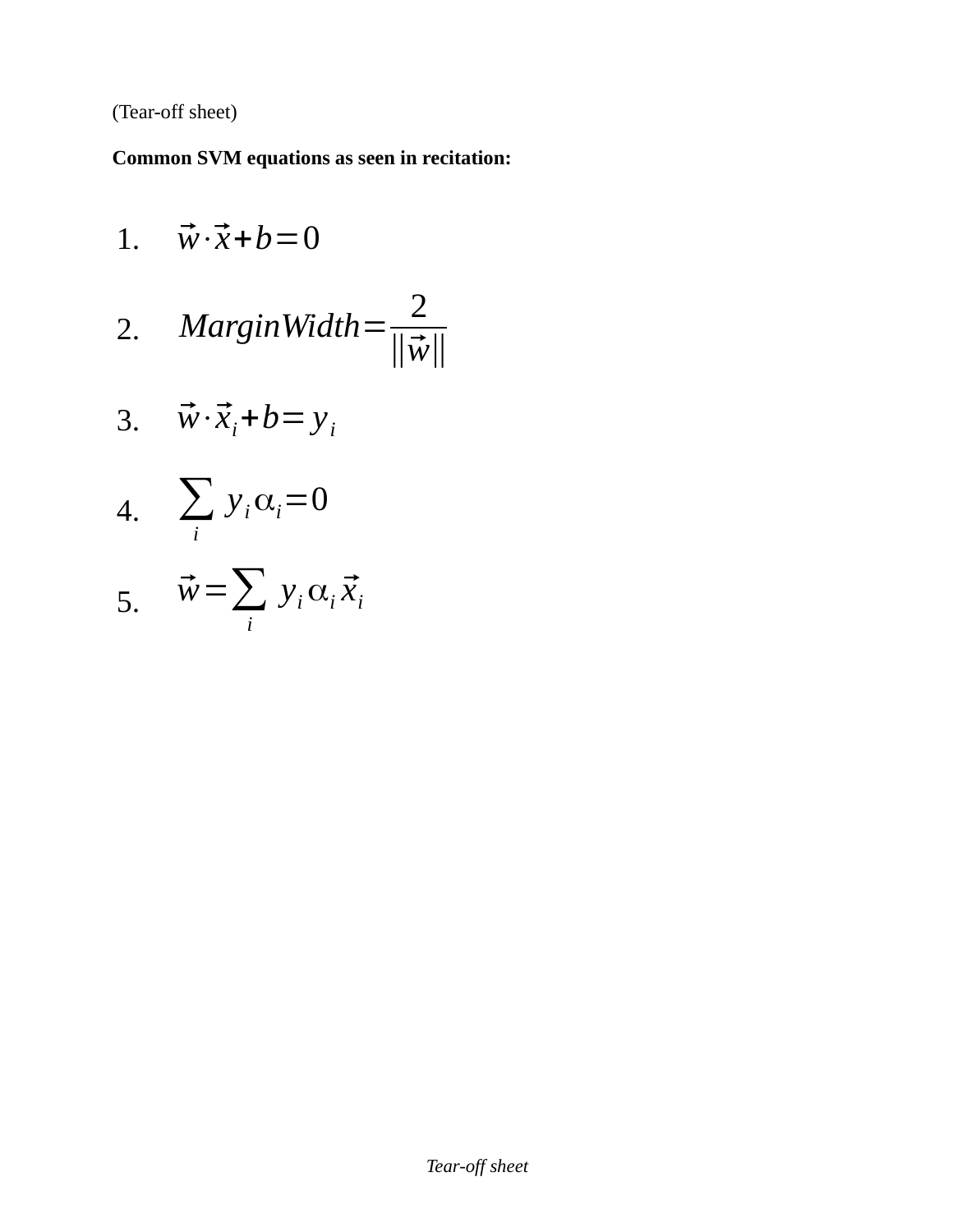(Tear-off sheet)

**Common SVM equations as seen in recitation:**

1. $\vec{w} \cdot \vec{x} + b = 0$

2. $MarginWidth = \frac{2}{\|\vec{w}\|}$

3. $\vec{w} \cdot \vec{x}_i + b = y_i$

4. $\sum_i y_i \alpha_i = 0$

5. $\vec{w} = \sum_i y_i \alpha_i \vec{x}_i$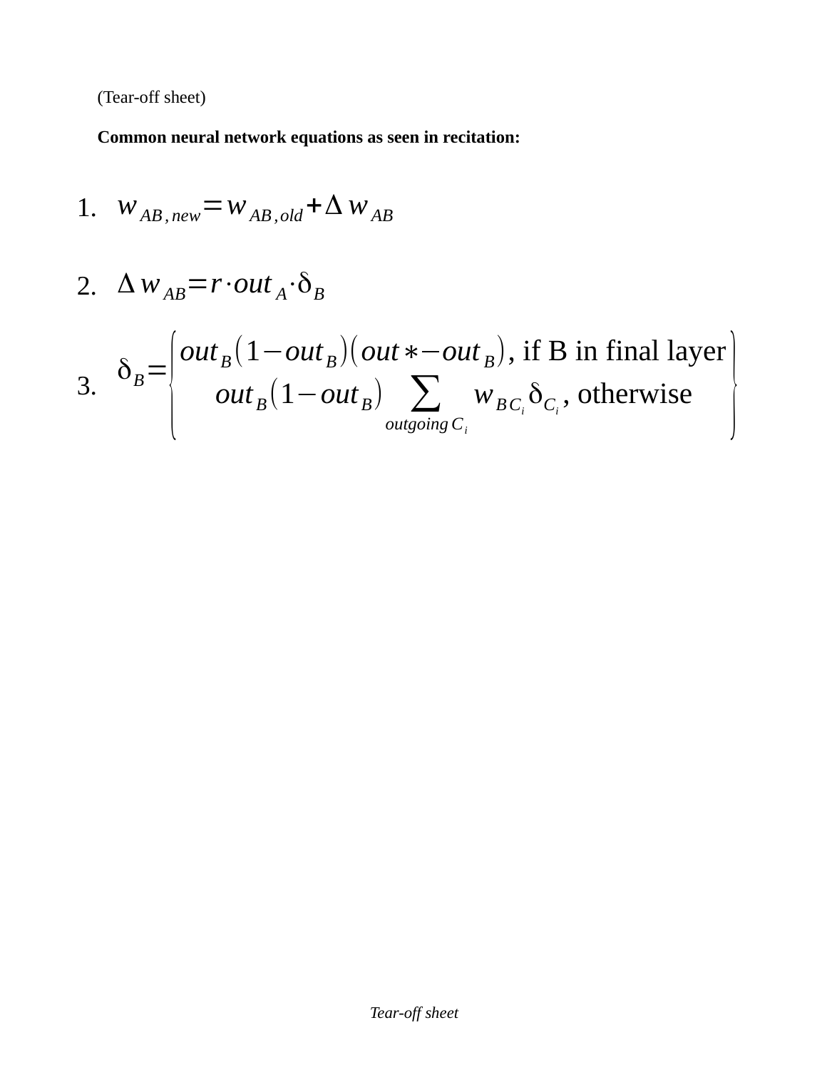(Tear-off sheet)

**Common neural network equations as seen in recitation:**

1. $w_{AB,new} = w_{AB,old} + \Delta w_{AB}$

2. $\Delta w_{AB} = r \cdot out_A \cdot \delta_B$

3. $$\delta_B = \left\{ \begin{array}{c} out_B(1 - out_B)(out* - out_B), \text{ if B in final layer} \\ out_B(1 - out_B) \sum_{outgoing\, C_i} w_{BC_i} \delta_{C_i}, \text{ otherwise} \end{array} \right\}$$